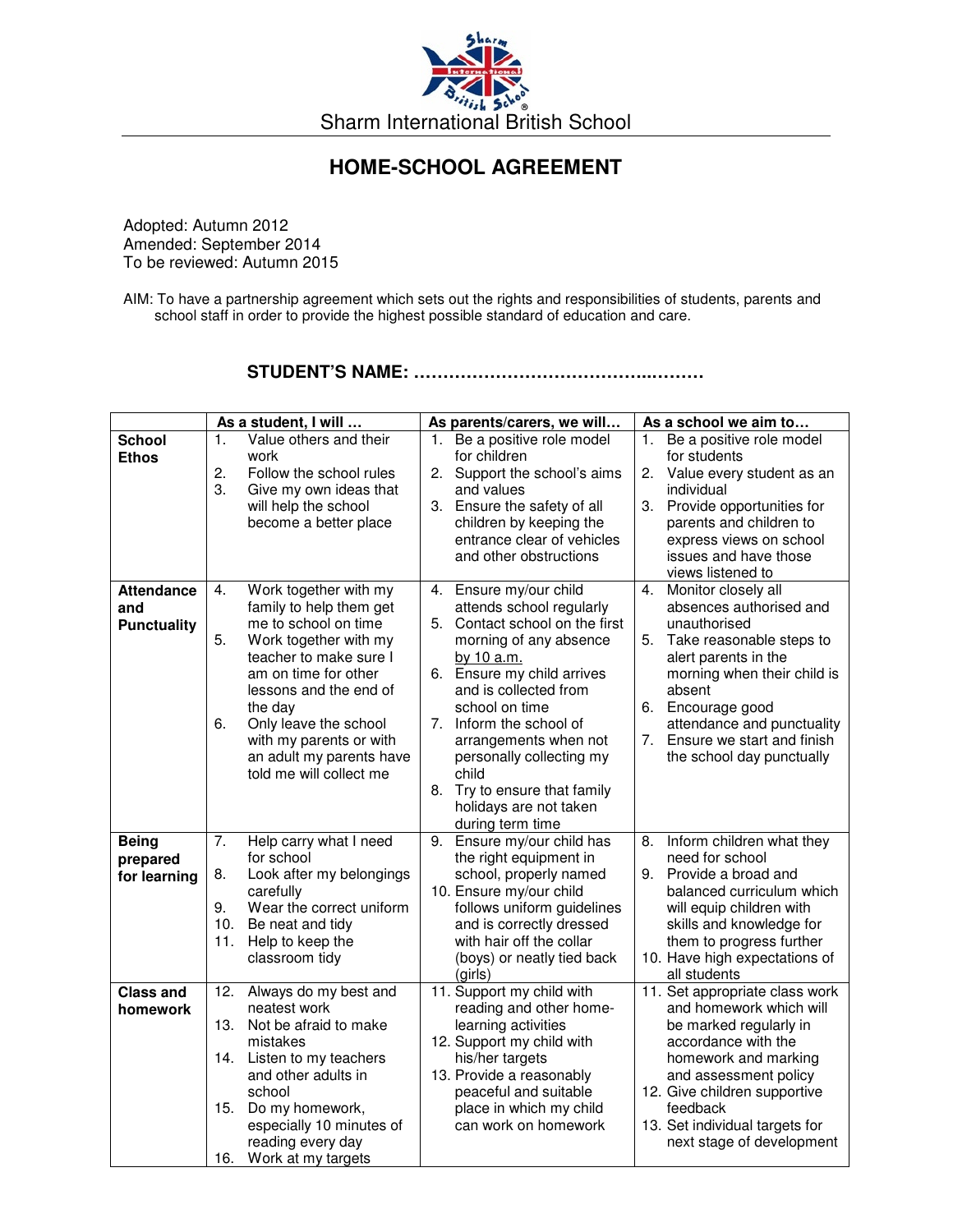Sharm International British School

# HOME-SCHOOL AGREEMENT

Adopted: Autumn 2012
Amended: September 2014
To be reviewed: Autumn 2015

AIM: To have a partnership agreement which sets out the rights and responsibilities of students, parents and school staff in order to provide the highest possible standard of education and care.

**STUDENT'S NAME: ……………………………………..………**

| | As a student, I will … | As parents/carers, we will… | As a school we aim to… |
|---|---|---|---|
| **School Ethos** | 1. Value others and their work<br>2. Follow the school rules<br>3. Give my own ideas that will help the school become a better place | 1. Be a positive role model for children<br>2. Support the school's aims and values<br>3. Ensure the safety of all children by keeping the entrance clear of vehicles and other obstructions | 1. Be a positive role model for students<br>2. Value every student as an individual<br>3. Provide opportunities for parents and children to express views on school issues and have those views listened to |
| **Attendance and Punctuality** | 4. Work together with my family to help them get me to school on time<br>5. Work together with my teacher to make sure I am on time for other lessons and the end of the day<br>6. Only leave the school with my parents or with an adult my parents have told me will collect me | 4. Ensure my/our child attends school regularly<br>5. Contact school on the first morning of any absence by 10 a.m.<br>6. Ensure my child arrives and is collected from school on time<br>7. Inform the school of arrangements when not personally collecting my child<br>8. Try to ensure that family holidays are not taken during term time | 4. Monitor closely all absences authorised and unauthorised<br>5. Take reasonable steps to alert parents in the morning when their child is absent<br>6. Encourage good attendance and punctuality<br>7. Ensure we start and finish the school day punctually |
| **Being prepared for learning** | 7. Help carry what I need for school<br>8. Look after my belongings carefully<br>9. Wear the correct uniform<br>10. Be neat and tidy<br>11. Help to keep the classroom tidy | 9. Ensure my/our child has the right equipment in school, properly named<br>10. Ensure my/our child follows uniform guidelines and is correctly dressed with hair off the collar (boys) or neatly tied back (girls) | 8. Inform children what they need for school<br>9. Provide a broad and balanced curriculum which will equip children with skills and knowledge for them to progress further<br>10. Have high expectations of all students |
| **Class and homework** | 12. Always do my best and neatest work<br>13. Not be afraid to make mistakes<br>14. Listen to my teachers and other adults in school<br>15. Do my homework, especially 10 minutes of reading every day<br>16. Work at my targets | 11. Support my child with reading and other home-learning activities<br>12. Support my child with his/her targets<br>13. Provide a reasonably peaceful and suitable place in which my child can work on homework | 11. Set appropriate class work and homework which will be marked regularly in accordance with the homework and marking and assessment policy<br>12. Give children supportive feedback<br>13. Set individual targets for next stage of development |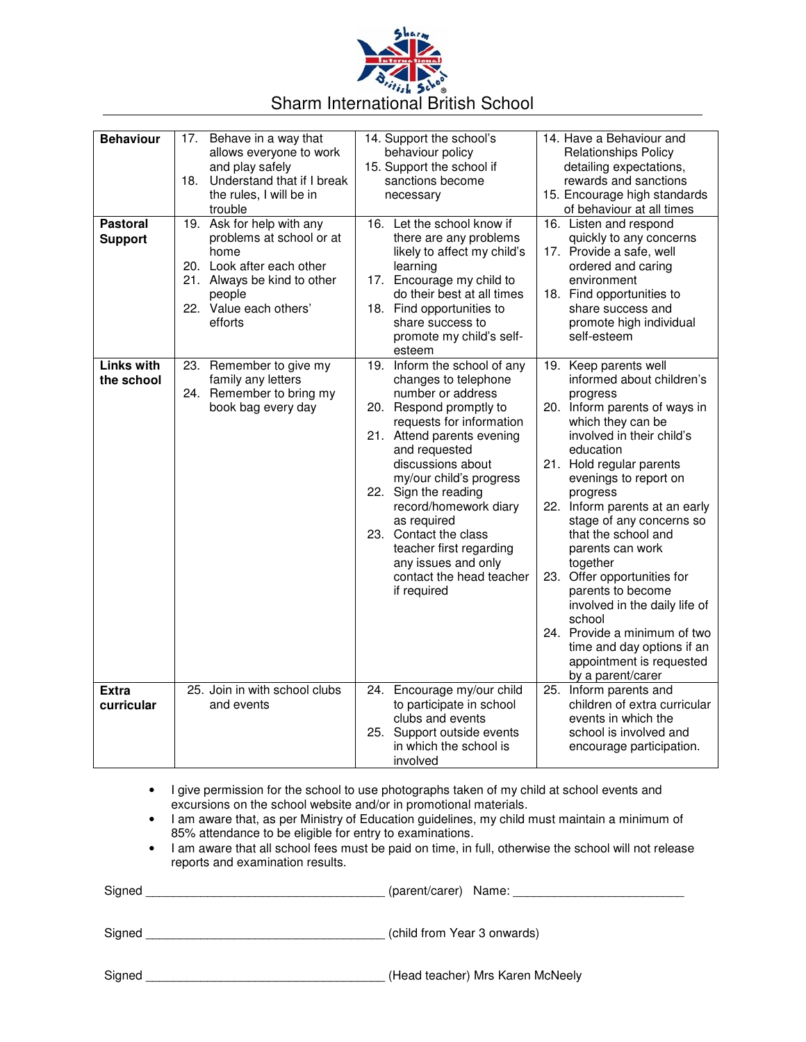# Sharm International British School

| | | | |
|---|---|---|---|
| **Behaviour** | 17. Behave in a way that allows everyone to work and play safely<br>18. Understand that if I break the rules, I will be in trouble | 14. Support the school's behaviour policy<br>15. Support the school if sanctions become necessary | 14. Have a Behaviour and Relationships Policy detailing expectations, rewards and sanctions<br>15. Encourage high standards of behaviour at all times |
| **Pastoral Support** | 19. Ask for help with any problems at school or at home<br>20. Look after each other<br>21. Always be kind to other people<br>22. Value each others' efforts | 16. Let the school know if there are any problems likely to affect my child's learning<br>17. Encourage my child to do their best at all times<br>18. Find opportunities to share success to promote my child's self-esteem | 16. Listen and respond quickly to any concerns<br>17. Provide a safe, well ordered and caring environment<br>18. Find opportunities to share success and promote high individual self-esteem |
| **Links with the school** | 23. Remember to give my family any letters<br>24. Remember to bring my book bag every day | 19. Inform the school of any changes to telephone number or address<br>20. Respond promptly to requests for information<br>21. Attend parents evening and requested discussions about my/our child's progress<br>22. Sign the reading record/homework diary as required<br>23. Contact the class teacher first regarding any issues and only contact the head teacher if required | 19. Keep parents well informed about children's progress<br>20. Inform parents of ways in which they can be involved in their child's education<br>21. Hold regular parents evenings to report on progress<br>22. Inform parents at an early stage of any concerns so that the school and parents can work together<br>23. Offer opportunities for parents to become involved in the daily life of school<br>24. Provide a minimum of two time and day options if an appointment is requested by a parent/carer |
| **Extra curricular** | 25. Join in with school clubs and events | 24. Encourage my/our child to participate in school clubs and events<br>25. Support outside events in which the school is involved | 25. Inform parents and children of extra curricular events in which the school is involved and encourage participation. |

- I give permission for the school to use photographs taken of my child at school events and excursions on the school website and/or in promotional materials.
- I am aware that, as per Ministry of Education guidelines, my child must maintain a minimum of 85% attendance to be eligible for entry to examinations.
- I am aware that all school fees must be paid on time, in full, otherwise the school will not release reports and examination results.

Signed ___________________________________ (parent/carer) Name: _________________________

Signed ___________________________________ (child from Year 3 onwards)

Signed ___________________________________ (Head teacher) Mrs Karen McNeely